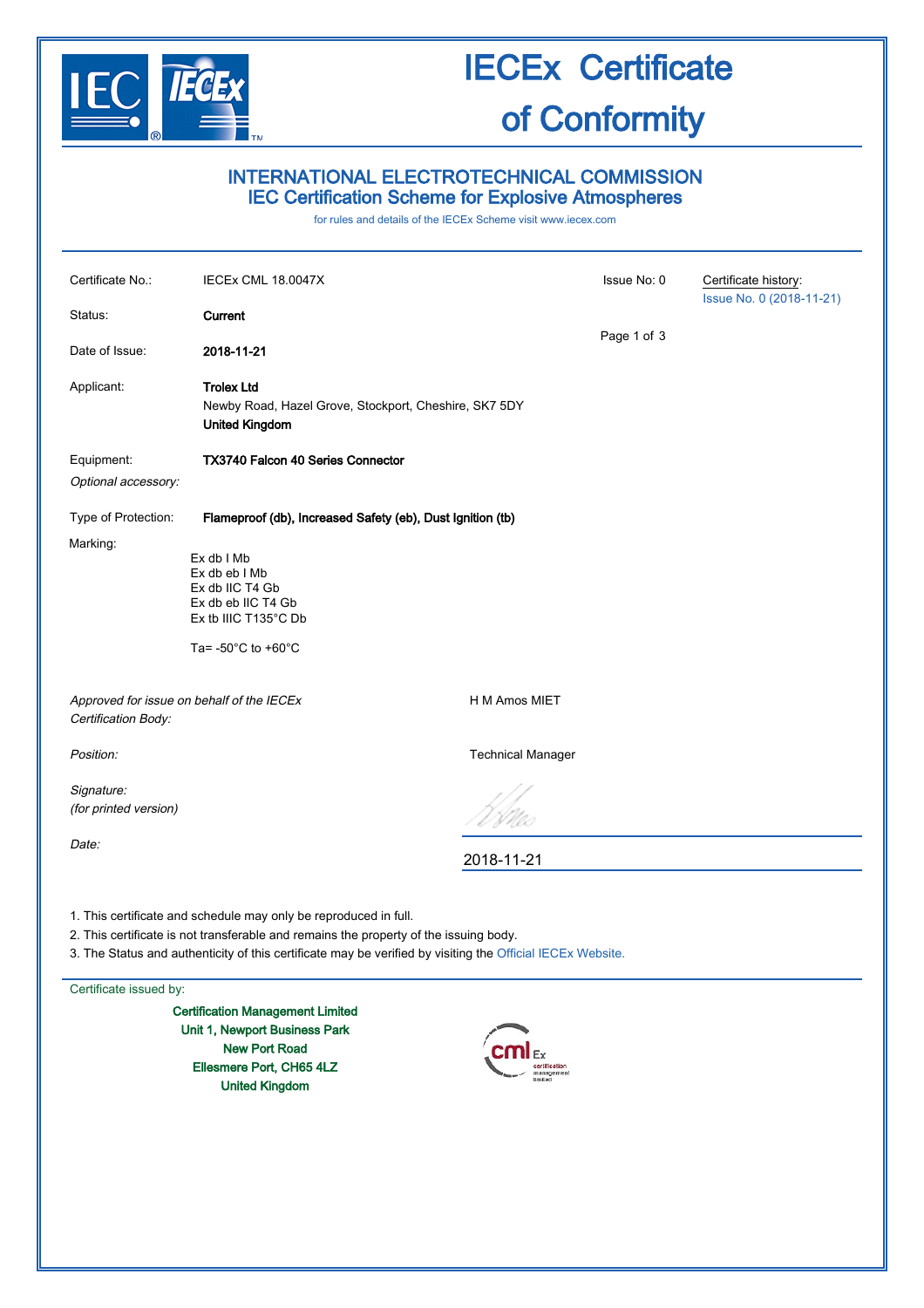# IECEx Certificate of Conformity

## INTERNATIONAL ELECTROTECHNICAL COMMISSION
## IEC Certification Scheme for Explosive Atmospheres

for rules and details of the IECEx Scheme visit www.iecex.com

| | | | |
|---|---|---|---|
| Certificate No.: | IECEx CML 18.0047X | Issue No: 0 | Certificate history: Issue No. 0 (2018-11-21) |
| Status: | **Current** | | |
| Date of Issue: | **2018-11-21** | | |

Applicant: **Trolex Ltd**
Newby Road, Hazel Grove, Stockport, Cheshire, SK7 5DY
**United Kingdom**

Equipment: **TX3740 Falcon 40 Series Connector**

*Optional accessory:*

Type of Protection: **Flameproof (db), Increased Safety (eb), Dust Ignition (tb)**

Marking:

Ex db I Mb
Ex db eb I Mb
Ex db IIC T4 Gb
Ex db eb IIC T4 Gb
Ex tb IIIC T135°C Db

Ta= -50°C to +60°C

*Approved for issue on behalf of the IECEx Certification Body:* H M Amos MIET

*Position:* Technical Manager

*Signature: (for printed version)*

*Date:* 2018-11-21

1. This certificate and schedule may only be reproduced in full.
2. This certificate is not transferable and remains the property of the issuing body.
3. The Status and authenticity of this certificate may be verified by visiting the Official IECEx Website.

Certificate issued by:

**Certification Management Limited**
**Unit 1, Newport Business Park**
**New Port Road**
**Ellesmere Port, CH65 4LZ**
**United Kingdom**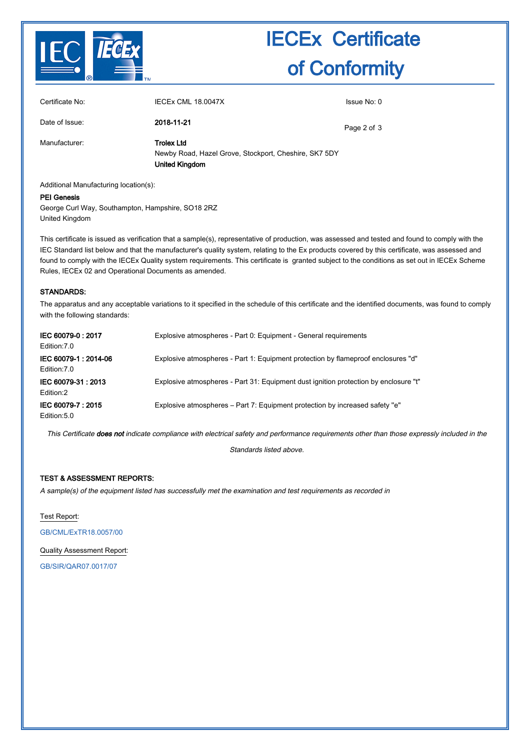# IECEx Certificate of Conformity

| | | |
|---|---|---|
| Certificate No: | IECEx CML 18.0047X | Issue No: 0 |
| Date of Issue: | **2018-11-21** | |
| Manufacturer: | **Trolex Ltd**<br>Newby Road, Hazel Grove, Stockport, Cheshire, SK7 5DY<br>**United Kingdom** | |

Additional Manufacturing location(s):

**PEI Genesis**
George Curl Way, Southampton, Hampshire, SO18 2RZ
United Kingdom

This certificate is issued as verification that a sample(s), representative of production, was assessed and tested and found to comply with the IEC Standard list below and that the manufacturer's quality system, relating to the Ex products covered by this certificate, was assessed and found to comply with the IECEx Quality system requirements. This certificate is granted subject to the conditions as set out in IECEx Scheme Rules, IECEx 02 and Operational Documents as amended.

### STANDARDS:

The apparatus and any acceptable variations to it specified in the schedule of this certificate and the identified documents, was found to comply with the following standards:

| | |
|---|---|
| **IEC 60079-0 : 2017**<br>Edition:7.0 | Explosive atmospheres - Part 0: Equipment - General requirements |
| **IEC 60079-1 : 2014-06**<br>Edition:7.0 | Explosive atmospheres - Part 1: Equipment protection by flameproof enclosures "d" |
| **IEC 60079-31 : 2013**<br>Edition:2 | Explosive atmospheres - Part 31: Equipment dust ignition protection by enclosure "t" |
| **IEC 60079-7 : 2015**<br>Edition:5.0 | Explosive atmospheres – Part 7: Equipment protection by increased safety "e" |

*This Certificate **does not** indicate compliance with electrical safety and performance requirements other than those expressly included in the Standards listed above.*

### TEST & ASSESSMENT REPORTS:

*A sample(s) of the equipment listed has successfully met the examination and test requirements as recorded in*

Test Report:

GB/CML/ExTR18.0057/00

Quality Assessment Report:

GB/SIR/QAR07.0017/07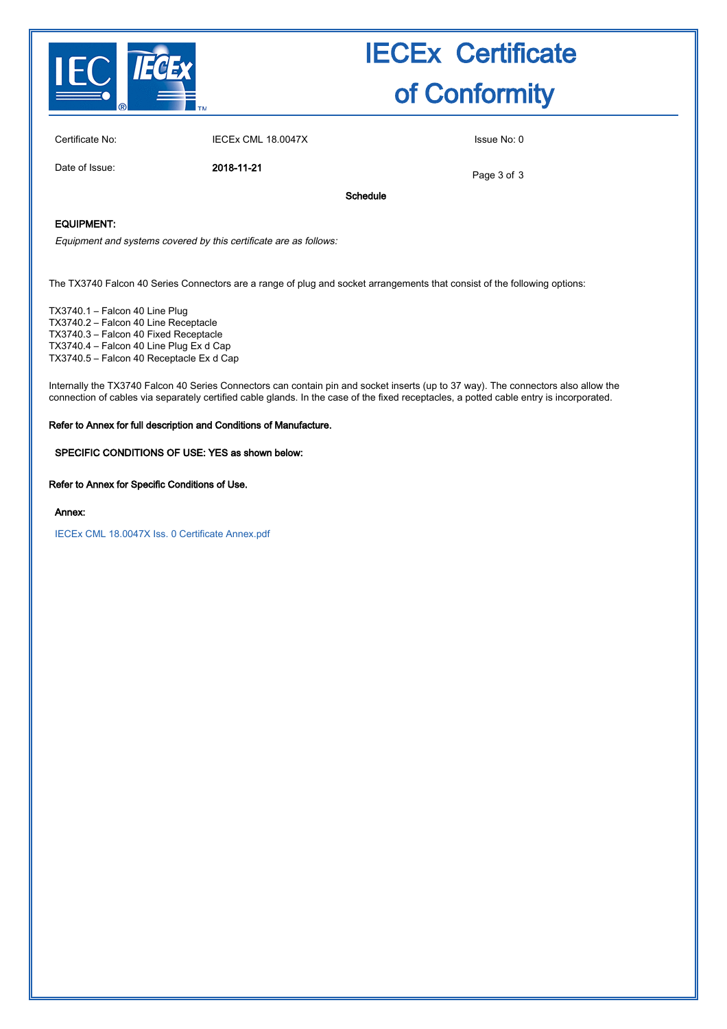# IECEx Certificate of Conformity

| | | |
|---|---|---|
| Certificate No: | IECEx CML 18.0047X | Issue No: 0 |
| Date of Issue: | **2018-11-21** | |

**Schedule**

**EQUIPMENT:**

*Equipment and systems covered by this certificate are as follows:*

The TX3740 Falcon 40 Series Connectors are a range of plug and socket arrangements that consist of the following options:

TX3740.1 – Falcon 40 Line Plug
TX3740.2 – Falcon 40 Line Receptacle
TX3740.3 – Falcon 40 Fixed Receptacle
TX3740.4 – Falcon 40 Line Plug Ex d Cap
TX3740.5 – Falcon 40 Receptacle Ex d Cap

Internally the TX3740 Falcon 40 Series Connectors can contain pin and socket inserts (up to 37 way). The connectors also allow the connection of cables via separately certified cable glands. In the case of the fixed receptacles, a potted cable entry is incorporated.

**Refer to Annex for full description and Conditions of Manufacture.**

**SPECIFIC CONDITIONS OF USE: YES as shown below:**

**Refer to Annex for Specific Conditions of Use.**

**Annex:**

IECEx CML 18.0047X Iss. 0 Certificate Annex.pdf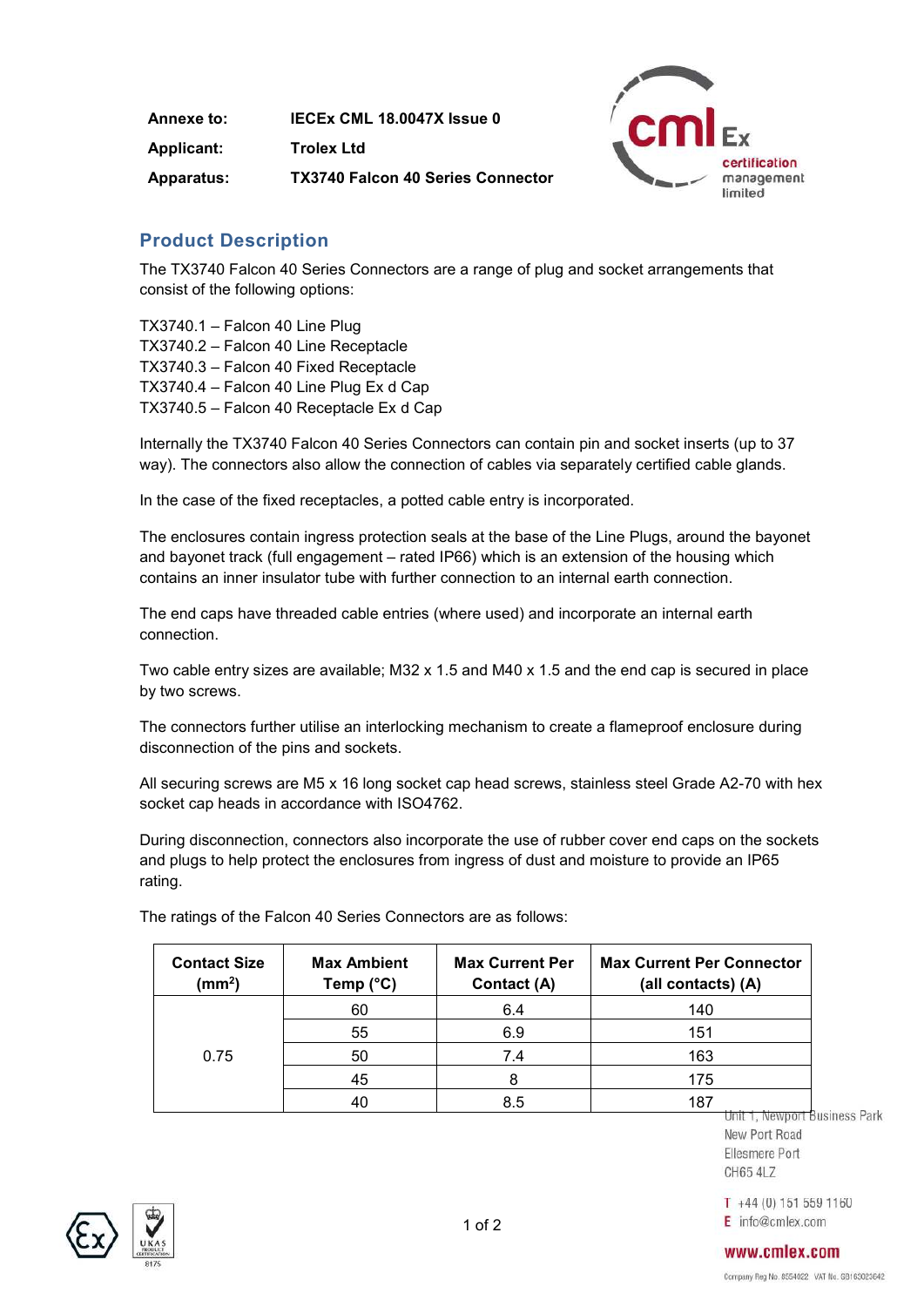| | |
|---|---|
| **Annexe to:** | **IECEx CML 18.0047X Issue 0** |
| **Applicant:** | **Trolex Ltd** |
| **Apparatus:** | **TX3740 Falcon 40 Series Connector** |

## Product Description

The TX3740 Falcon 40 Series Connectors are a range of plug and socket arrangements that consist of the following options:

TX3740.1 – Falcon 40 Line Plug
TX3740.2 – Falcon 40 Line Receptacle
TX3740.3 – Falcon 40 Fixed Receptacle
TX3740.4 – Falcon 40 Line Plug Ex d Cap
TX3740.5 – Falcon 40 Receptacle Ex d Cap

Internally the TX3740 Falcon 40 Series Connectors can contain pin and socket inserts (up to 37 way). The connectors also allow the connection of cables via separately certified cable glands.

In the case of the fixed receptacles, a potted cable entry is incorporated.

The enclosures contain ingress protection seals at the base of the Line Plugs, around the bayonet and bayonet track (full engagement – rated IP66) which is an extension of the housing which contains an inner insulator tube with further connection to an internal earth connection.

The end caps have threaded cable entries (where used) and incorporate an internal earth connection.

Two cable entry sizes are available; M32 x 1.5 and M40 x 1.5 and the end cap is secured in place by two screws.

The connectors further utilise an interlocking mechanism to create a flameproof enclosure during disconnection of the pins and sockets.

All securing screws are M5 x 16 long socket cap head screws, stainless steel Grade A2-70 with hex socket cap heads in accordance with ISO4762.

During disconnection, connectors also incorporate the use of rubber cover end caps on the sockets and plugs to help protect the enclosures from ingress of dust and moisture to provide an IP65 rating.

The ratings of the Falcon 40 Series Connectors are as follows:

| Contact Size ($mm^2$) | Max Ambient Temp (°C) | Max Current Per Contact (A) | Max Current Per Connector (all contacts) (A) |
|---|---|---|---|
| 0.75 | 60 | 6.4 | 140 |
| | 55 | 6.9 | 151 |
| | 50 | 7.4 | 163 |
| | 45 | 8 | 175 |
| | 40 | 8.5 | 187 |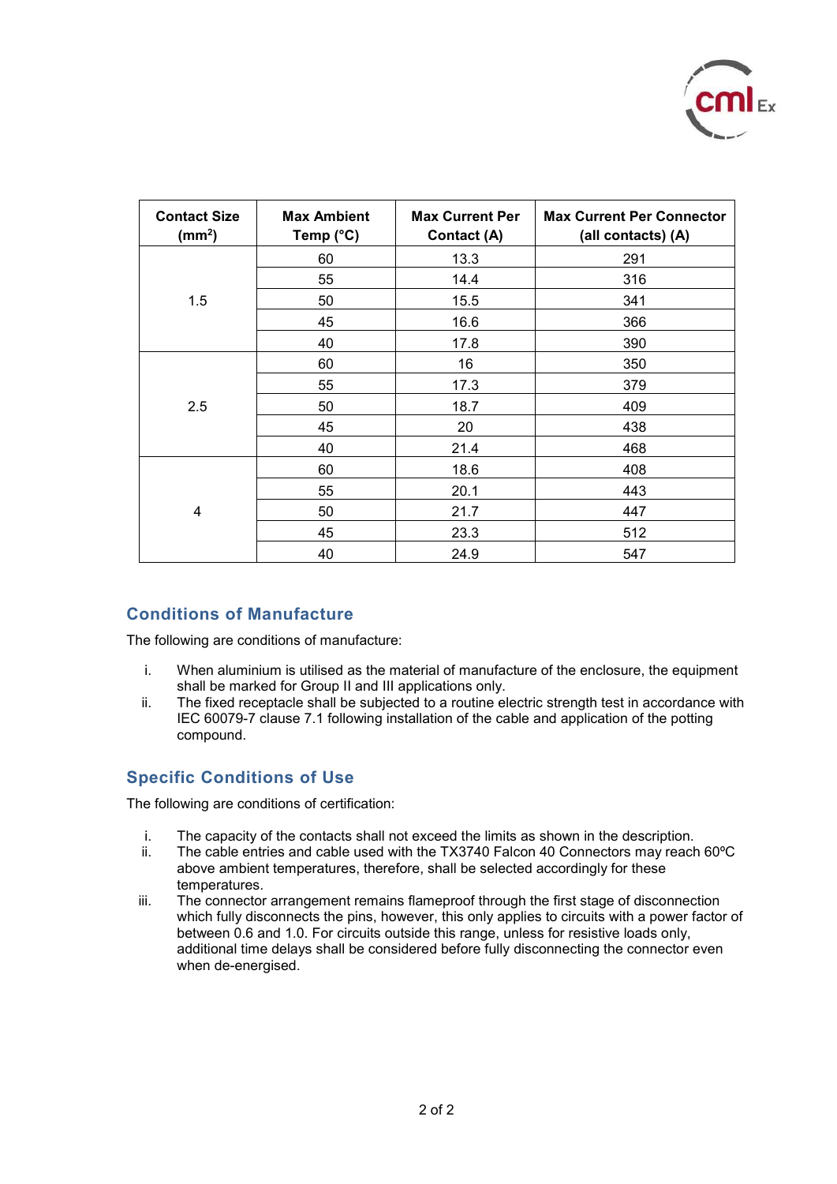| Contact Size ($mm^2$) | Max Ambient Temp (°C) | Max Current Per Contact (A) | Max Current Per Connector (all contacts) (A) |
|---|---|---|---|
| 1.5 | 60 | 13.3 | 291 |
| | 55 | 14.4 | 316 |
| | 50 | 15.5 | 341 |
| | 45 | 16.6 | 366 |
| | 40 | 17.8 | 390 |
| 2.5 | 60 | 16 | 350 |
| | 55 | 17.3 | 379 |
| | 50 | 18.7 | 409 |
| | 45 | 20 | 438 |
| | 40 | 21.4 | 468 |
| 4 | 60 | 18.6 | 408 |
| | 55 | 20.1 | 443 |
| | 50 | 21.7 | 447 |
| | 45 | 23.3 | 512 |
| | 40 | 24.9 | 547 |

## Conditions of Manufacture

The following are conditions of manufacture:

i. When aluminium is utilised as the material of manufacture of the enclosure, the equipment shall be marked for Group II and III applications only.

ii. The fixed receptacle shall be subjected to a routine electric strength test in accordance with IEC 60079-7 clause 7.1 following installation of the cable and application of the potting compound.

## Specific Conditions of Use

The following are conditions of certification:

i. The capacity of the contacts shall not exceed the limits as shown in the description.

ii. The cable entries and cable used with the TX3740 Falcon 40 Connectors may reach 60ºC above ambient temperatures, therefore, shall be selected accordingly for these temperatures.

iii. The connector arrangement remains flameproof through the first stage of disconnection which fully disconnects the pins, however, this only applies to circuits with a power factor of between 0.6 and 1.0. For circuits outside this range, unless for resistive loads only, additional time delays shall be considered before fully disconnecting the connector even when de-energised.